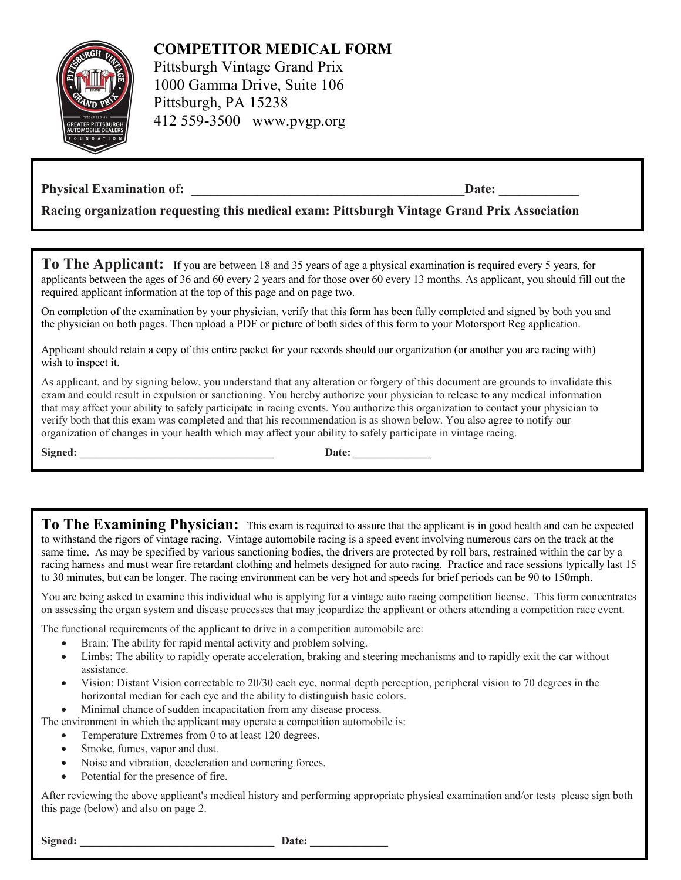# COMPETITOR MEDICAL FORM

Pittsburgh Vintage Grand Prix
1000 Gamma Drive, Suite 106
Pittsburgh, PA 15238
412 559-3500 www.pvgp.org

**Physical Examination of: \_\_\_\_\_\_\_\_\_\_\_\_\_\_\_\_\_\_\_\_\_\_\_\_\_\_\_\_\_\_\_\_\_\_\_\_\_\_\_\_\_\_\_\_Date: \_\_\_\_\_\_\_\_\_\_\_\_**

**Racing organization requesting this medical exam: Pittsburgh Vintage Grand Prix Association**

## To The Applicant:

If you are between 18 and 35 years of age a physical examination is required every 5 years, for applicants between the ages of 36 and 60 every 2 years and for those over 60 every 13 months. As applicant, you should fill out the required applicant information at the top of this page and on page two.

On completion of the examination by your physician, verify that this form has been fully completed and signed by both you and the physician on both pages. Then upload a PDF or picture of both sides of this form to your Motorsport Reg application.

Applicant should retain a copy of this entire packet for your records should our organization (or another you are racing with) wish to inspect it.

As applicant, and by signing below, you understand that any alteration or forgery of this document are grounds to invalidate this exam and could result in expulsion or sanctioning. You hereby authorize your physician to release to any medical information that may affect your ability to safely participate in racing events. You authorize this organization to contact your physician to verify both that this exam was completed and that his recommendation is as shown below. You also agree to notify our organization of changes in your health which may affect your ability to safely participate in vintage racing.

**Signed: \_\_\_\_\_\_\_\_\_\_\_\_\_\_\_\_\_\_\_\_\_\_\_\_\_\_\_\_\_\_\_\_\_\_\_\_ Date: \_\_\_\_\_\_\_\_\_\_\_\_\_\_**

## To The Examining Physician:

This exam is required to assure that the applicant is in good health and can be expected to withstand the rigors of vintage racing. Vintage automobile racing is a speed event involving numerous cars on the track at the same time. As may be specified by various sanctioning bodies, the drivers are protected by roll bars, restrained within the car by a racing harness and must wear fire retardant clothing and helmets designed for auto racing. Practice and race sessions typically last 15 to 30 minutes, but can be longer. The racing environment can be very hot and speeds for brief periods can be 90 to 150mph.

You are being asked to examine this individual who is applying for a vintage auto racing competition license. This form concentrates on assessing the organ system and disease processes that may jeopardize the applicant or others attending a competition race event.

The functional requirements of the applicant to drive in a competition automobile are:

- Brain: The ability for rapid mental activity and problem solving.
- Limbs: The ability to rapidly operate acceleration, braking and steering mechanisms and to rapidly exit the car without assistance.
- Vision: Distant Vision correctable to 20/30 each eye, normal depth perception, peripheral vision to 70 degrees in the horizontal median for each eye and the ability to distinguish basic colors.
- Minimal chance of sudden incapacitation from any disease process.

The environment in which the applicant may operate a competition automobile is:

- Temperature Extremes from 0 to at least 120 degrees.
- Smoke, fumes, vapor and dust.
- Noise and vibration, deceleration and cornering forces.
- Potential for the presence of fire.

After reviewing the above applicant's medical history and performing appropriate physical examination and/or tests please sign both this page (below) and also on page 2.

**Signed: \_\_\_\_\_\_\_\_\_\_\_\_\_\_\_\_\_\_\_\_\_\_\_\_\_\_\_\_\_\_\_\_\_\_\_\_ Date: \_\_\_\_\_\_\_\_\_\_\_\_\_\_**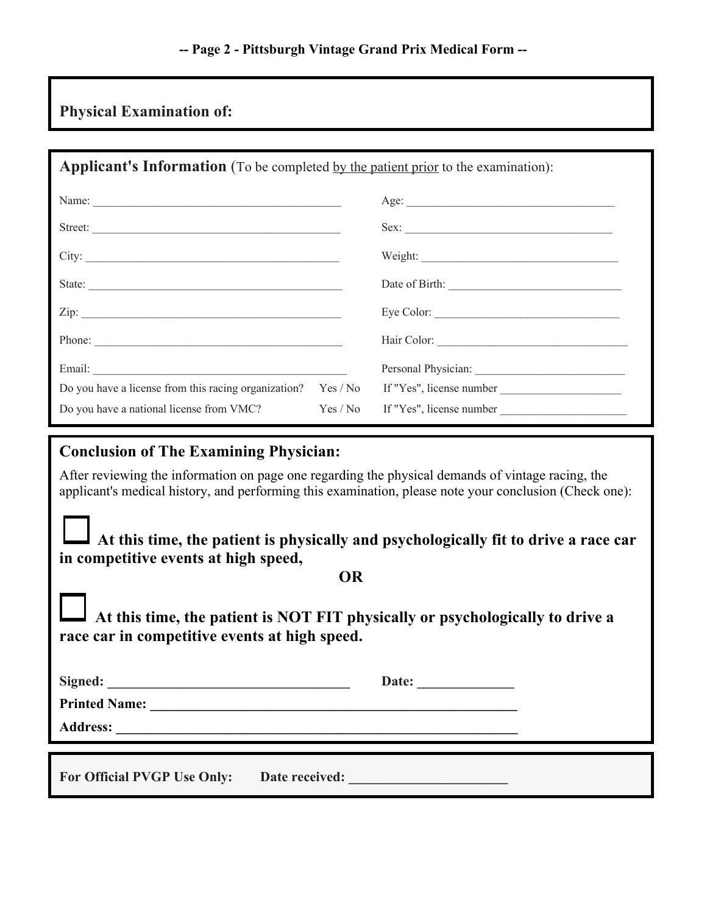**Physical Examination of:**

**Applicant's Information** (To be completed by the patient prior to the examination):

| | |
|---|---|
| Name: ______________________ | Age: ______________________ |
| Street: ______________________ | Sex: ______________________ |
| City: ______________________ | Weight: ______________________ |
| State: ______________________ | Date of Birth: ______________________ |
| Zip: ______________________ | Eye Color: ______________________ |
| Phone: ______________________ | Hair Color: ______________________ |
| Email: ______________________ | Personal Physician: ______________________ |
| Do you have a license from this racing organization? Yes / No | If "Yes", license number ______________________ |
| Do you have a national license from VMC? Yes / No | If "Yes", license number ______________________ |

## Conclusion of The Examining Physician:

After reviewing the information on page one regarding the physical demands of vintage racing, the applicant's medical history, and performing this examination, please note your conclusion (Check one):

☐ **At this time, the patient is physically and psychologically fit to drive a race car in competitive events at high speed,**

**OR**

☐ **At this time, the patient is NOT FIT physically or psychologically to drive a race car in competitive events at high speed.**

**Signed:** ______________________ **Date:** ______________

**Printed Name:** ______________________

**Address:** ______________________

**For Official PVGP Use Only:** **Date received:** ______________________